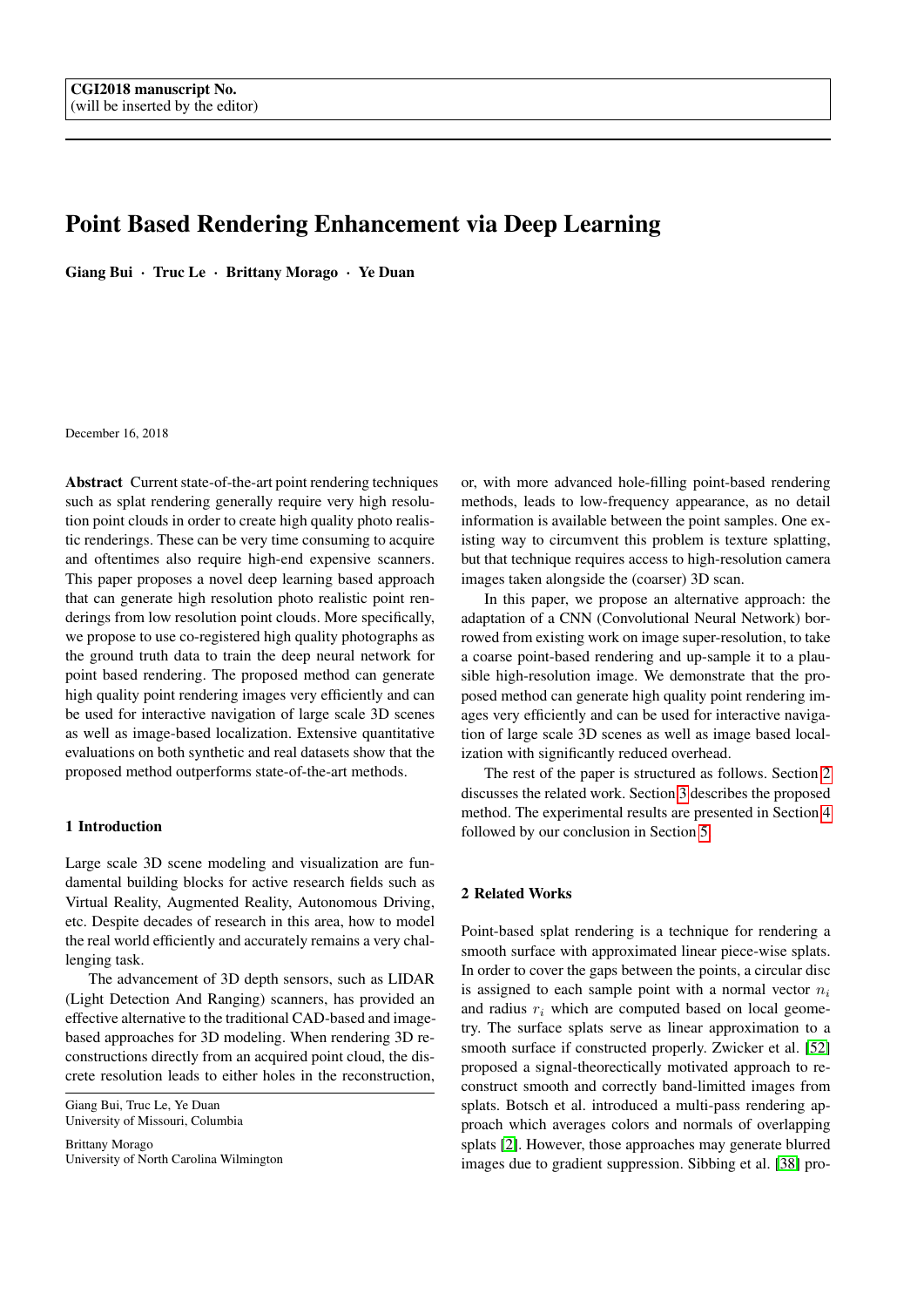CGI2018 manuscript No.
(will be inserted by the editor)

# Point Based Rendering Enhancement via Deep Learning

**Giang Bui · Truc Le · Brittany Morago · Ye Duan**

December 16, 2018

**Abstract** Current state-of-the-art point rendering techniques such as splat rendering generally require very high resolution point clouds in order to create high quality photo realistic renderings. These can be very time consuming to acquire and oftentimes also require high-end expensive scanners. This paper proposes a novel deep learning based approach that can generate high resolution photo realistic point renderings from low resolution point clouds. More specifically, we propose to use co-registered high quality photographs as the ground truth data to train the deep neural network for point based rendering. The proposed method can generate high quality point rendering images very efficiently and can be used for interactive navigation of large scale 3D scenes as well as image-based localization. Extensive quantitative evaluations on both synthetic and real datasets show that the proposed method outperforms state-of-the-art methods.

## 1 Introduction

Large scale 3D scene modeling and visualization are fundamental building blocks for active research fields such as Virtual Reality, Augmented Reality, Autonomous Driving, etc. Despite decades of research in this area, how to model the real world efficiently and accurately remains a very challenging task.

The advancement of 3D depth sensors, such as LIDAR (Light Detection And Ranging) scanners, has provided an effective alternative to the traditional CAD-based and image-based approaches for 3D modeling. When rendering 3D reconstructions directly from an acquired point cloud, the discrete resolution leads to either holes in the reconstruction, or, with more advanced hole-filling point-based rendering methods, leads to low-frequency appearance, as no detail information is available between the point samples. One existing way to circumvent this problem is texture splatting, but that technique requires access to high-resolution camera images taken alongside the (coarser) 3D scan.

In this paper, we propose an alternative approach: the adaptation of a CNN (Convolutional Neural Network) borrowed from existing work on image super-resolution, to take a coarse point-based rendering and up-sample it to a plausible high-resolution image. We demonstrate that the proposed method can generate high quality point rendering images very efficiently and can be used for interactive navigation of large scale 3D scenes as well as image based localization with significantly reduced overhead.

The rest of the paper is structured as follows. Section 2 discusses the related work. Section 3 describes the proposed method. The experimental results are presented in Section 4 followed by our conclusion in Section 5.

## 2 Related Works

Point-based splat rendering is a technique for rendering a smooth surface with approximated linear piece-wise splats. In order to cover the gaps between the points, a circular disc is assigned to each sample point with a normal vector $n_i$ and radius $r_i$ which are computed based on local geometry. The surface splats serve as linear approximation to a smooth surface if constructed properly. Zwicker et al. [52] proposed a signal-theorectically motivated approach to reconstruct smooth and correctly band-limitted images from splats. Botsch et al. introduced a multi-pass rendering approach which averages colors and normals of overlapping splats [2]. However, those approaches may generate blurred images due to gradient suppression. Sibbing et al. [38] pro-

Giang Bui, Truc Le, Ye Duan
University of Missouri, Columbia

Brittany Morago
University of North Carolina Wilmington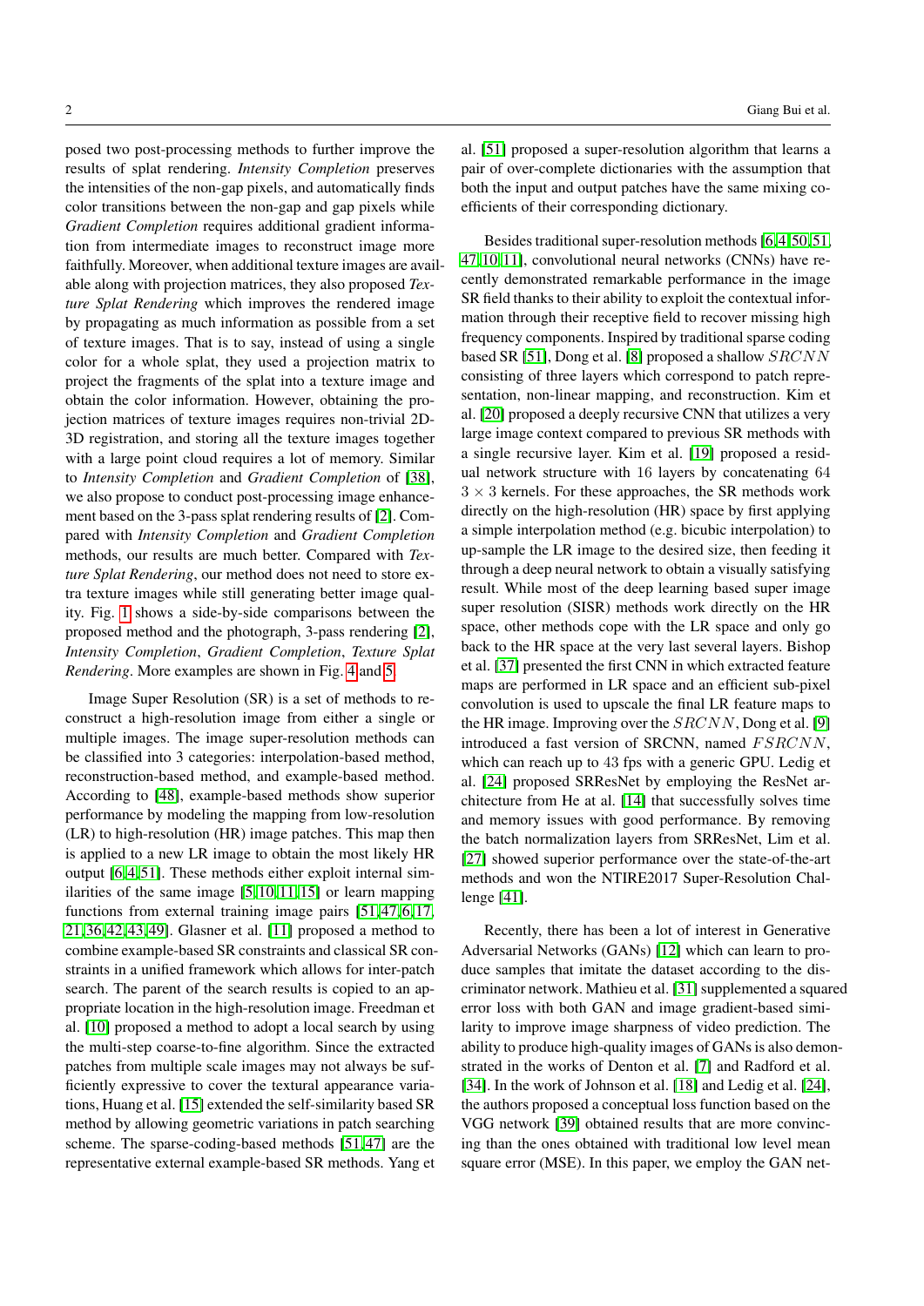posed two post-processing methods to further improve the results of splat rendering. *Intensity Completion* preserves the intensities of the non-gap pixels, and automatically finds color transitions between the non-gap and gap pixels while *Gradient Completion* requires additional gradient information from intermediate images to reconstruct image more faithfully. Moreover, when additional texture images are available along with projection matrices, they also proposed *Texture Splat Rendering* which improves the rendered image by propagating as much information as possible from a set of texture images. That is to say, instead of using a single color for a whole splat, they used a projection matrix to project the fragments of the splat into a texture image and obtain the color information. However, obtaining the projection matrices of texture images requires non-trivial 2D-3D registration, and storing all the texture images together with a large point cloud requires a lot of memory. Similar to *Intensity Completion* and *Gradient Completion* of [38], we also propose to conduct post-processing image enhancement based on the 3-pass splat rendering results of [2]. Compared with *Intensity Completion* and *Gradient Completion* methods, our results are much better. Compared with *Texture Splat Rendering*, our method does not need to store extra texture images while still generating better image quality. Fig. 1 shows a side-by-side comparisons between the proposed method and the photograph, 3-pass rendering [2], *Intensity Completion*, *Gradient Completion*, *Texture Splat Rendering*. More examples are shown in Fig. 4 and 5.

Image Super Resolution (SR) is a set of methods to reconstruct a high-resolution image from either a single or multiple images. The image super-resolution methods can be classified into 3 categories: interpolation-based method, reconstruction-based method, and example-based method. According to [48], example-based methods show superior performance by modeling the mapping from low-resolution (LR) to high-resolution (HR) image patches. This map then is applied to a new LR image to obtain the most likely HR output [6,4,51]. These methods either exploit internal similarities of the same image [5,10,11,15] or learn mapping functions from external training image pairs [51,47,6,17,21,36,42,43,49]. Glasner et al. [11] proposed a method to combine example-based SR constraints and classical SR constraints in a unified framework which allows for inter-patch search. The parent of the search results is copied to an appropriate location in the high-resolution image. Freedman et al. [10] proposed a method to adopt a local search by using the multi-step coarse-to-fine algorithm. Since the extracted patches from multiple scale images may not always be sufficiently expressive to cover the textural appearance variations, Huang et al. [15] extended the self-similarity based SR method by allowing geometric variations in patch searching scheme. The sparse-coding-based methods [51,47] are the representative external example-based SR methods. Yang et al. [51] proposed a super-resolution algorithm that learns a pair of over-complete dictionaries with the assumption that both the input and output patches have the same mixing coefficients of their corresponding dictionary.

Besides traditional super-resolution methods [6,4,50,51,47,10,11], convolutional neural networks (CNNs) have recently demonstrated remarkable performance in the image SR field thanks to their ability to exploit the contextual information through their receptive field to recover missing high frequency components. Inspired by traditional sparse coding based SR [51], Dong et al. [8] proposed a shallow $SRCNN$ consisting of three layers which correspond to patch representation, non-linear mapping, and reconstruction. Kim et al. [20] proposed a deeply recursive CNN that utilizes a very large image context compared to previous SR methods with a single recursive layer. Kim et al. [19] proposed a residual network structure with 16 layers by concatenating 64 $3 \times 3$ kernels. For these approaches, the SR methods work directly on the high-resolution (HR) space by first applying a simple interpolation method (e.g. bicubic interpolation) to up-sample the LR image to the desired size, then feeding it through a deep neural network to obtain a visually satisfying result. While most of the deep learning based super image super resolution (SISR) methods work directly on the HR space, other methods cope with the LR space and only go back to the HR space at the very last several layers. Bishop et al. [37] presented the first CNN in which extracted feature maps are performed in LR space and an efficient sub-pixel convolution is used to upscale the final LR feature maps to the HR image. Improving over the $SRCNN$, Dong et al. [9] introduced a fast version of SRCNN, named $FSRCNN$, which can reach up to 43 fps with a generic GPU. Ledig et al. [24] proposed SRResNet by employing the ResNet architecture from He at al. [14] that successfully solves time and memory issues with good performance. By removing the batch normalization layers from SRResNet, Lim et al. [27] showed superior performance over the state-of-the-art methods and won the NTIRE2017 Super-Resolution Challenge [41].

Recently, there has been a lot of interest in Generative Adversarial Networks (GANs) [12] which can learn to produce samples that imitate the dataset according to the discriminator network. Mathieu et al. [31] supplemented a squared error loss with both GAN and image gradient-based similarity to improve image sharpness of video prediction. The ability to produce high-quality images of GANs is also demonstrated in the works of Denton et al. [7] and Radford et al. [34]. In the work of Johnson et al. [18] and Ledig et al. [24], the authors proposed a conceptual loss function based on the VGG network [39] obtained results that are more convincing than the ones obtained with traditional low level mean square error (MSE). In this paper, we employ the GAN net-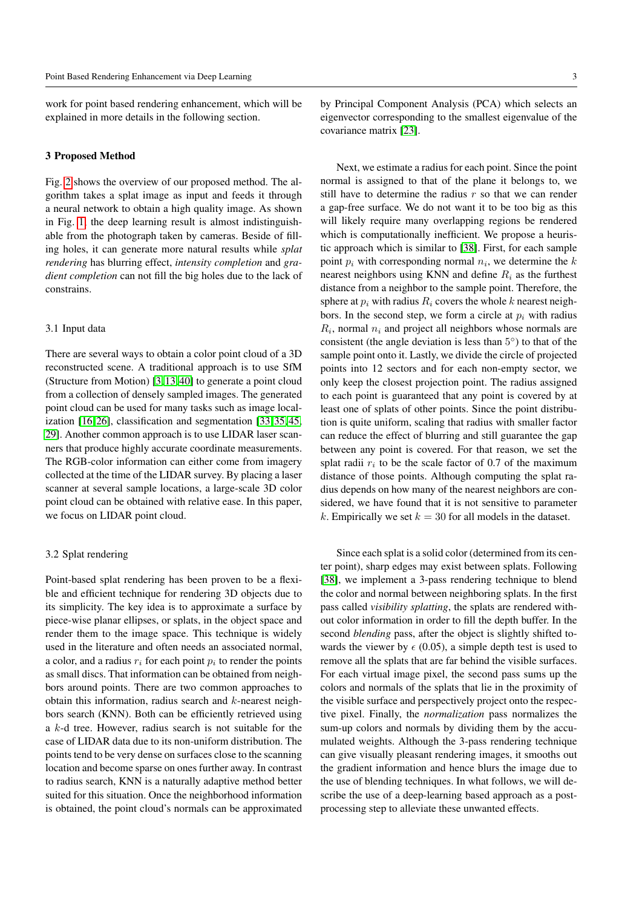work for point based rendering enhancement, which will be explained in more details in the following section.

## 3 Proposed Method

Fig. 2 shows the overview of our proposed method. The algorithm takes a splat image as input and feeds it through a neural network to obtain a high quality image. As shown in Fig. 1, the deep learning result is almost indistinguishable from the photograph taken by cameras. Beside of filling holes, it can generate more natural results while *splat rendering* has blurring effect, *intensity completion* and *gradient completion* can not fill the big holes due to the lack of constrains.

### 3.1 Input data

There are several ways to obtain a color point cloud of a 3D reconstructed scene. A traditional approach is to use SfM (Structure from Motion) [3,13,40] to generate a point cloud from a collection of densely sampled images. The generated point cloud can be used for many tasks such as image localization [16,26], classification and segmentation [33,35,45, 29]. Another common approach is to use LIDAR laser scanners that produce highly accurate coordinate measurements. The RGB-color information can either come from imagery collected at the time of the LIDAR survey. By placing a laser scanner at several sample locations, a large-scale 3D color point cloud can be obtained with relative ease. In this paper, we focus on LIDAR point cloud.

### 3.2 Splat rendering

Point-based splat rendering has been proven to be a flexible and efficient technique for rendering 3D objects due to its simplicity. The key idea is to approximate a surface by piece-wise planar ellipses, or splats, in the object space and render them to the image space. This technique is widely used in the literature and often needs an associated normal, a color, and a radius $r_i$ for each point $p_i$ to render the points as small discs. That information can be obtained from neighbors around points. There are two common approaches to obtain this information, radius search and $k$-nearest neighbors search (KNN). Both can be efficiently retrieved using a $k$-d tree. However, radius search is not suitable for the case of LIDAR data due to its non-uniform distribution. The points tend to be very dense on surfaces close to the scanning location and become sparse on ones further away. In contrast to radius search, KNN is a naturally adaptive method better suited for this situation. Once the neighborhood information is obtained, the point cloud's normals can be approximated by Principal Component Analysis (PCA) which selects an eigenvector corresponding to the smallest eigenvalue of the covariance matrix [23].

Next, we estimate a radius for each point. Since the point normal is assigned to that of the plane it belongs to, we still have to determine the radius $r$ so that we can render a gap-free surface. We do not want it to be too big as this will likely require many overlapping regions be rendered which is computationally inefficient. We propose a heuristic approach which is similar to [38]. First, for each sample point $p_i$ with corresponding normal $n_i$, we determine the $k$ nearest neighbors using KNN and define $R_i$ as the furthest distance from a neighbor to the sample point. Therefore, the sphere at $p_i$ with radius $R_i$ covers the whole $k$ nearest neighbors. In the second step, we form a circle at $p_i$ with radius $R_i$, normal $n_i$ and project all neighbors whose normals are consistent (the angle deviation is less than $5^\circ$) to that of the sample point onto it. Lastly, we divide the circle of projected points into 12 sectors and for each non-empty sector, we only keep the closest projection point. The radius assigned to each point is guaranteed that any point is covered by at least one of splats of other points. Since the point distribution is quite uniform, scaling that radius with smaller factor can reduce the effect of blurring and still guarantee the gap between any point is covered. For that reason, we set the splat radii $r_i$ to be the scale factor of 0.7 of the maximum distance of those points. Although computing the splat radius depends on how many of the nearest neighbors are considered, we have found that it is not sensitive to parameter $k$. Empirically we set $k = 30$ for all models in the dataset.

Since each splat is a solid color (determined from its center point), sharp edges may exist between splats. Following [38], we implement a 3-pass rendering technique to blend the color and normal between neighboring splats. In the first pass called *visibility splatting*, the splats are rendered without color information in order to fill the depth buffer. In the second *blending* pass, after the object is slightly shifted towards the viewer by $\epsilon$ (0.05), a simple depth test is used to remove all the splats that are far behind the visible surfaces. For each virtual image pixel, the second pass sums up the colors and normals of the splats that lie in the proximity of the visible surface and perspectively project onto the respective pixel. Finally, the *normalization* pass normalizes the sum-up colors and normals by dividing them by the accumulated weights. Although the 3-pass rendering technique can give visually pleasant rendering images, it smooths out the gradient information and hence blurs the image due to the use of blending techniques. In what follows, we will describe the use of a deep-learning based approach as a post-processing step to alleviate these unwanted effects.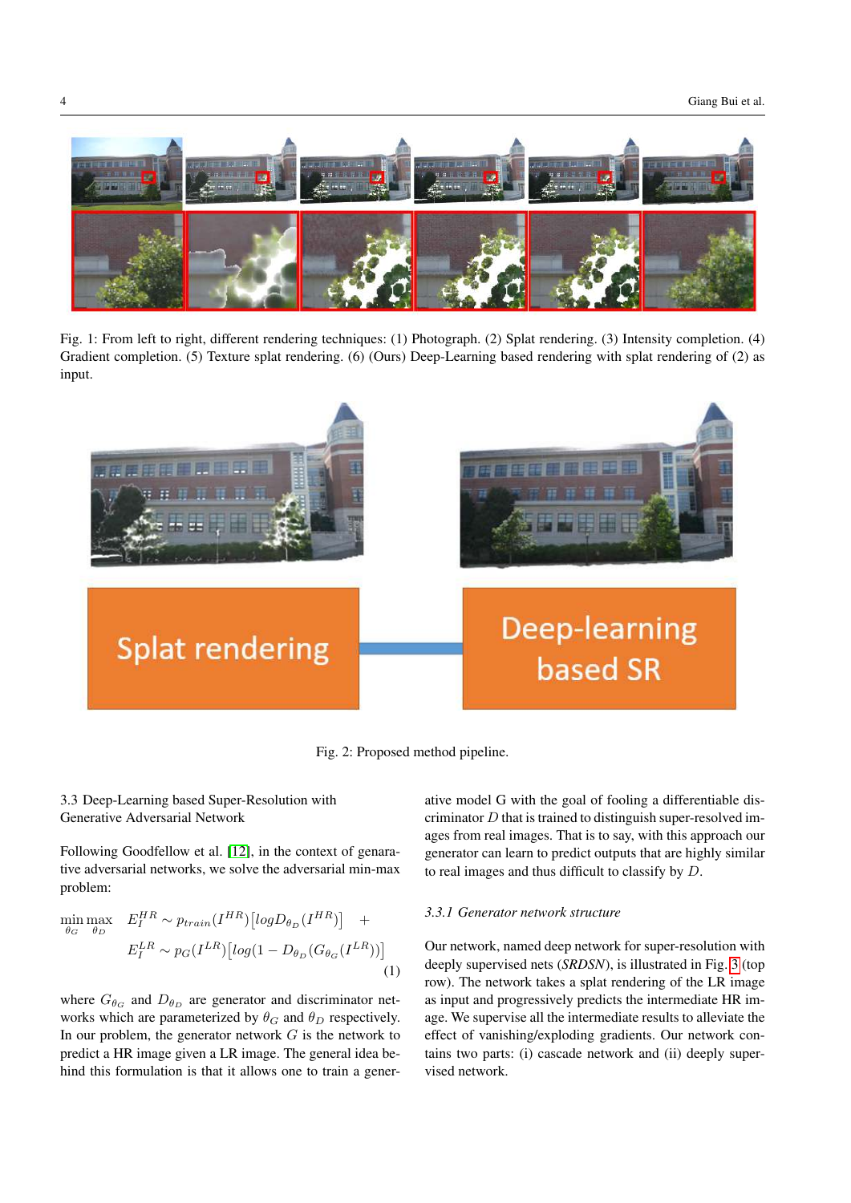Fig. 1: From left to right, different rendering techniques: (1) Photograph. (2) Splat rendering. (3) Intensity completion. (4) Gradient completion. (5) Texture splat rendering. (6) (Ours) Deep-Learning based rendering with splat rendering of (2) as input.

Fig. 2: Proposed method pipeline.

### 3.3 Deep-Learning based Super-Resolution with Generative Adversarial Network

Following Goodfellow et al. [12], in the context of genarative adversarial networks, we solve the adversarial min-max problem:

$$\min_{\theta_G} \max_{\theta_D} \quad E_I^{HR} \sim p_{train}(I^{HR})\big[log D_{\theta_D}(I^{HR})\big] \quad + \\ E_I^{LR} \sim p_G(I^{LR})\big[log(1 - D_{\theta_D}(G_{\theta_G}(I^{LR}))\big] \tag{1}$$

where $G_{\theta_G}$ and $D_{\theta_D}$ are generator and discriminator networks which are parameterized by $\theta_G$ and $\theta_D$ respectively. In our problem, the generator network $G$ is the network to predict a HR image given a LR image. The general idea behind this formulation is that it allows one to train a generative model G with the goal of fooling a differentiable discriminator $D$ that is trained to distinguish super-resolved images from real images. That is to say, with this approach our generator can learn to predict outputs that are highly similar to real images and thus difficult to classify by $D$.

#### *3.3.1 Generator network structure*

Our network, named deep network for super-resolution with deeply supervised nets (*SRDSN*), is illustrated in Fig. 3 (top row). The network takes a splat rendering of the LR image as input and progressively predicts the intermediate HR image. We supervise all the intermediate results to alleviate the effect of vanishing/exploding gradients. Our network contains two parts: (i) cascade network and (ii) deeply supervised network.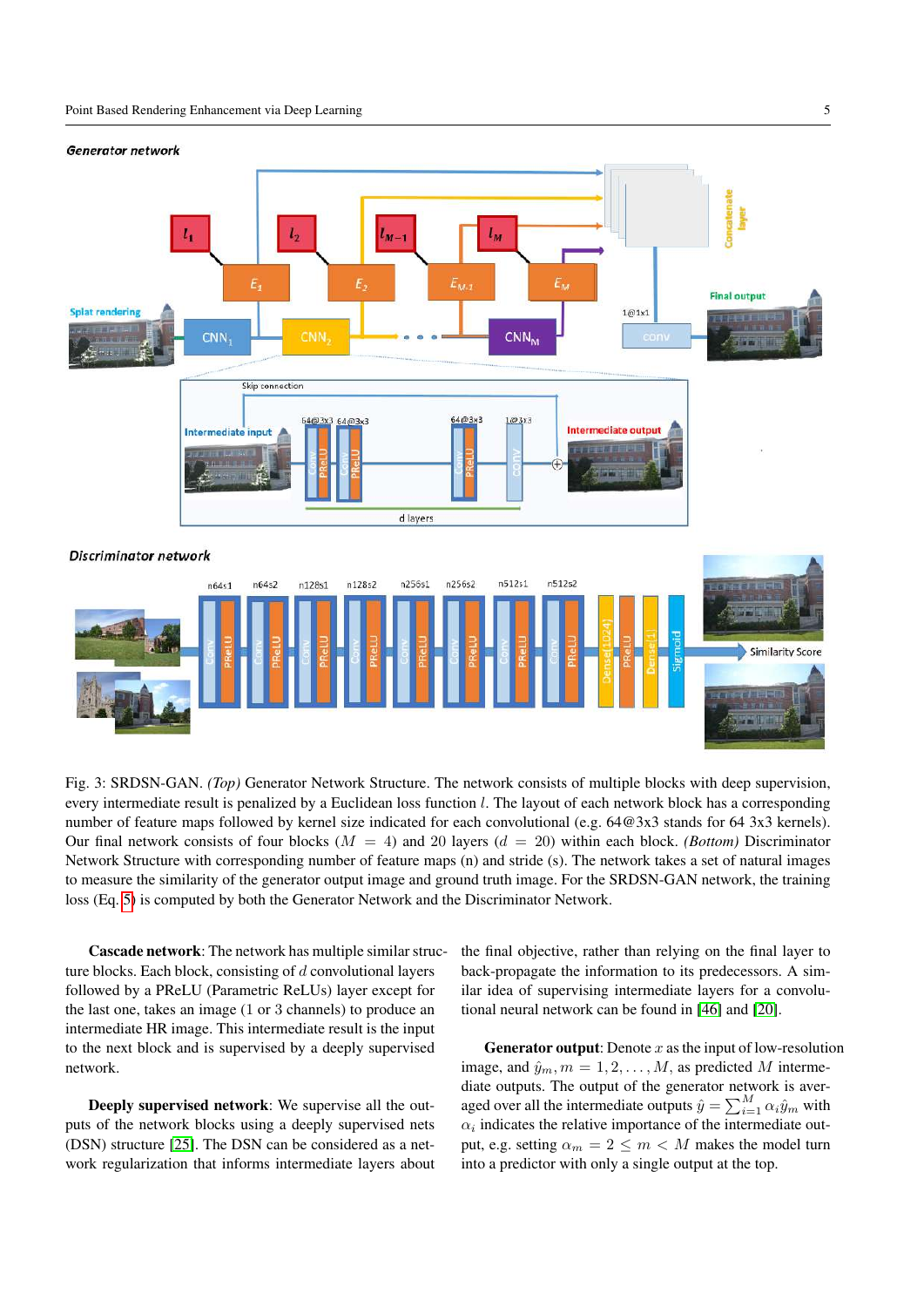Fig. 3: SRDSN-GAN. *(Top)* Generator Network Structure. The network consists of multiple blocks with deep supervision, every intermediate result is penalized by a Euclidean loss function $l$. The layout of each network block has a corresponding number of feature maps followed by kernel size indicated for each convolutional (e.g. 64@3x3 stands for 64 3x3 kernels). Our final network consists of four blocks ($M = 4$) and 20 layers ($d = 20$) within each block. *(Bottom)* Discriminator Network Structure with corresponding number of feature maps (n) and stride (s). The network takes a set of natural images to measure the similarity of the generator output image and ground truth image. For the SRDSN-GAN network, the training loss (Eq. 5) is computed by both the Generator Network and the Discriminator Network.

**Cascade network**: The network has multiple similar structure blocks. Each block, consisting of $d$ convolutional layers followed by a PReLU (Parametric ReLUs) layer except for the last one, takes an image (1 or 3 channels) to produce an intermediate HR image. This intermediate result is the input to the next block and is supervised by a deeply supervised network.

**Deeply supervised network**: We supervise all the outputs of the network blocks using a deeply supervised nets (DSN) structure [25]. The DSN can be considered as a network regularization that informs intermediate layers about the final objective, rather than relying on the final layer to back-propagate the information to its predecessors. A similar idea of supervising intermediate layers for a convolutional neural network can be found in [46] and [20].

**Generator output**: Denote $x$ as the input of low-resolution image, and $\hat{y}_m, m = 1, 2, \ldots, M$, as predicted $M$ intermediate outputs. The output of the generator network is averaged over all the intermediate outputs $\hat{y} = \sum_{i=1}^{M} \alpha_i \hat{y}_m$ with $\alpha_i$ indicates the relative importance of the intermediate output, e.g. setting $\alpha_m = 2 \leq m < M$ makes the model turn into a predictor with only a single output at the top.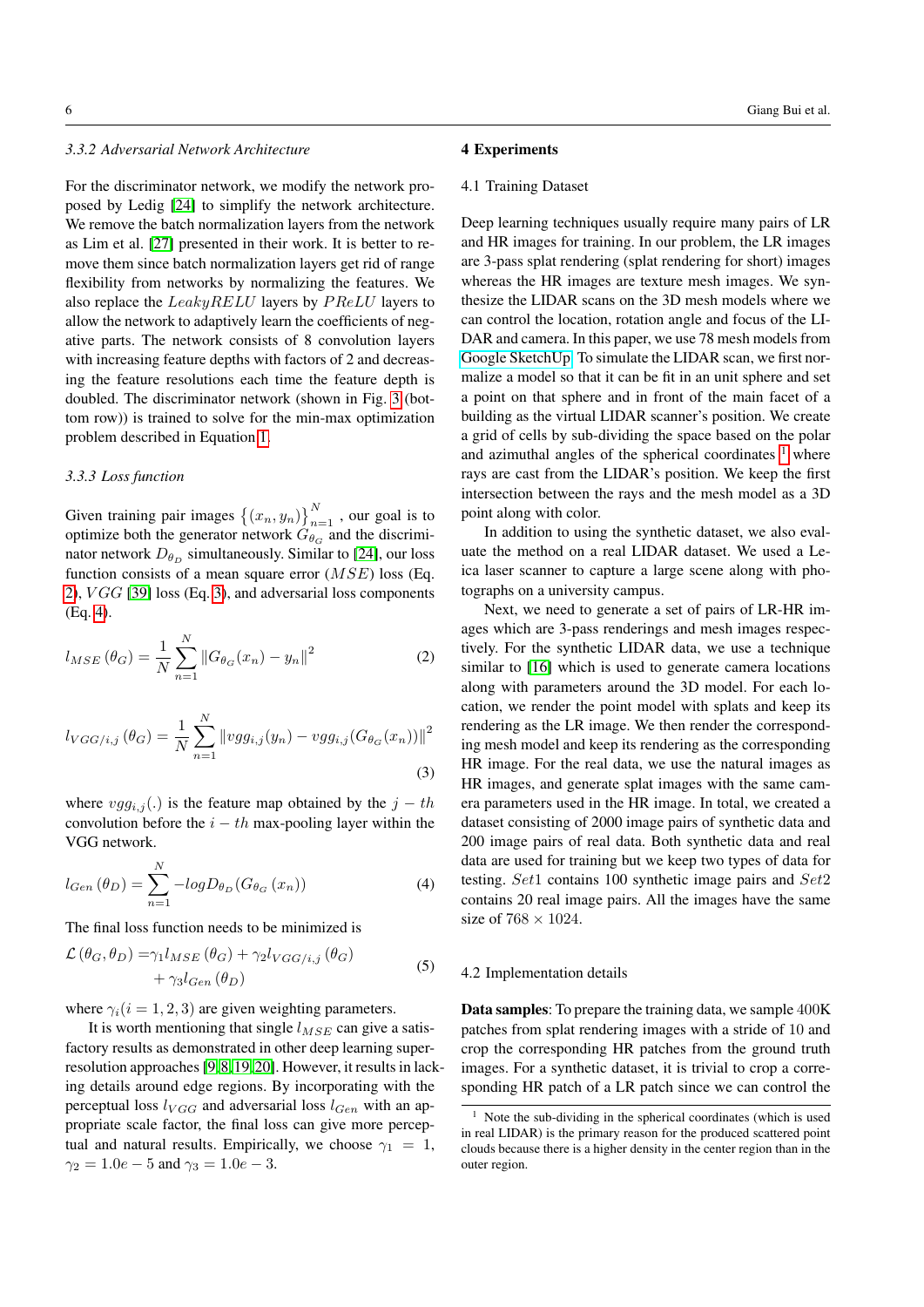### 3.3.2 Adversarial Network Architecture

For the discriminator network, we modify the network proposed by Ledig [24] to simplify the network architecture. We remove the batch normalization layers from the network as Lim et al. [27] presented in their work. It is better to remove them since batch normalization layers get rid of range flexibility from networks by normalizing the features. We also replace the $LeakyRELU$ layers by $PReLU$ layers to allow the network to adaptively learn the coefficients of negative parts. The network consists of 8 convolution layers with increasing feature depths with factors of 2 and decreasing the feature resolutions each time the feature depth is doubled. The discriminator network (shown in Fig. 3 (bottom row)) is trained to solve for the min-max optimization problem described in Equation 1.

### 3.3.3 Loss function

Given training pair images $\left\{(x_n, y_n)\right\}_{n=1}^{N}$, our goal is to optimize both the generator network $G_{\theta_G}$ and the discriminator network $D_{\theta_D}$ simultaneously. Similar to [24], our loss function consists of a mean square error ($MSE$) loss (Eq. 2), $VGG$ [39] loss (Eq. 3), and adversarial loss components (Eq. 4).

$$l_{MSE}\left(\theta_G\right) = \frac{1}{N}\sum_{n=1}^{N}\left\|G_{\theta_G}(x_n) - y_n\right\|^2 \tag{2}$$

$$l_{VGG/i,j}\left(\theta_G\right) = \frac{1}{N}\sum_{n=1}^{N}\left\|vgg_{i,j}(y_n) - vgg_{i,j}(G_{\theta_G}(x_n))\right\|^2 \tag{3}$$

where $vgg_{i,j}(.)$ is the feature map obtained by the $j-th$ convolution before the $i-th$ max-pooling layer within the VGG network.

$$l_{Gen}\left(\theta_D\right) = \sum_{n=1}^{N} -logD_{\theta_D}\left(G_{\theta_G}\left(x_n\right)\right) \tag{4}$$

The final loss function needs to be minimized is

$$\begin{aligned}\mathcal{L}\left(\theta_G, \theta_D\right) =& \gamma_1 l_{MSE}\left(\theta_G\right) + \gamma_2 l_{VGG/i,j}\left(\theta_G\right) \\ &+ \gamma_3 l_{Gen}\left(\theta_D\right)\end{aligned} \tag{5}$$

where $\gamma_i (i = 1, 2, 3)$ are given weighting parameters.

It is worth mentioning that single $l_{MSE}$ can give a satisfactory results as demonstrated in other deep learning super-resolution approaches [9, 8, 19, 20]. However, it results in lacking details around edge regions. By incorporating with the perceptual loss $l_{VGG}$ and adversarial loss $l_{Gen}$ with an appropriate scale factor, the final loss can give more perceptual and natural results. Empirically, we choose $\gamma_1 = 1$, $\gamma_2 = 1.0e-5$ and $\gamma_3 = 1.0e-3$.

## 4 Experiments

### 4.1 Training Dataset

Deep learning techniques usually require many pairs of LR and HR images for training. In our problem, the LR images are 3-pass splat rendering (splat rendering for short) images whereas the HR images are texture mesh images. We synthesize the LIDAR scans on the 3D mesh models where we can control the location, rotation angle and focus of the LIDAR and camera. In this paper, we use 78 mesh models from Google SketchUp. To simulate the LIDAR scan, we first normalize a model so that it can be fit in an unit sphere and set a point on that sphere and in front of the main facet of a building as the virtual LIDAR scanner's position. We create a grid of cells by sub-dividing the space based on the polar and azimuthal angles of the spherical coordinates [1] where rays are cast from the LIDAR's position. We keep the first intersection between the rays and the mesh model as a 3D point along with color.

In addition to using the synthetic dataset, we also evaluate the method on a real LIDAR dataset. We used a Leica laser scanner to capture a large scene along with photographs on a university campus.

Next, we need to generate a set of pairs of LR-HR images which are 3-pass renderings and mesh images respectively. For the synthetic LIDAR data, we use a technique similar to [16] which is used to generate camera locations along with parameters around the 3D model. For each location, we render the point model with splats and keep its rendering as the LR image. We then render the corresponding mesh model and keep its rendering as the corresponding HR image. For the real data, we use the natural images as HR images, and generate splat images with the same camera parameters used in the HR image. In total, we created a dataset consisting of 2000 image pairs of synthetic data and 200 image pairs of real data. Both synthetic data and real data are used for training but we keep two types of data for testing. $Set1$ contains 100 synthetic image pairs and $Set2$ contains 20 real image pairs. All the images have the same size of $768 \times 1024$.

### 4.2 Implementation details

**Data samples**: To prepare the training data, we sample 400K patches from splat rendering images with a stride of 10 and crop the corresponding HR patches from the ground truth images. For a synthetic dataset, it is trivial to crop a corresponding HR patch of a LR patch since we can control the

[1] Note the sub-dividing in the spherical coordinates (which is used in real LIDAR) is the primary reason for the produced scattered point clouds because there is a higher density in the center region than in the outer region.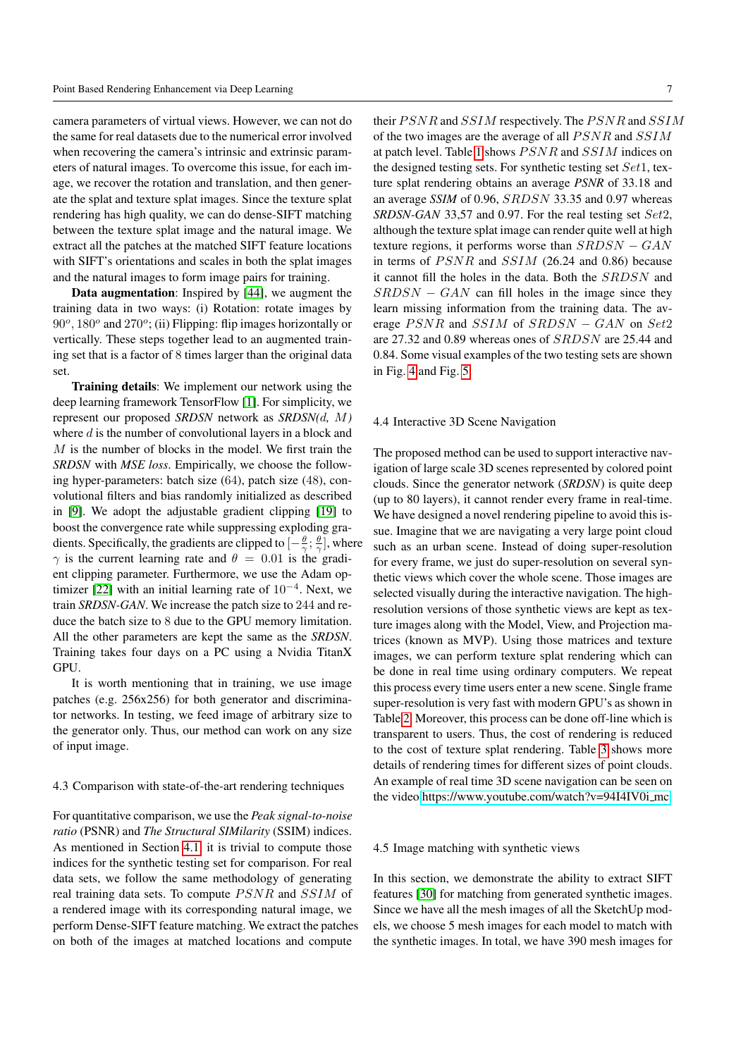camera parameters of virtual views. However, we can not do the same for real datasets due to the numerical error involved when recovering the camera's intrinsic and extrinsic parameters of natural images. To overcome this issue, for each image, we recover the rotation and translation, and then generate the splat and texture splat images. Since the texture splat rendering has high quality, we can do dense-SIFT matching between the texture splat image and the natural image. We extract all the patches at the matched SIFT feature locations with SIFT's orientations and scales in both the splat images and the natural images to form image pairs for training.

**Data augmentation**: Inspired by [44], we augment the training data in two ways: (i) Rotation: rotate images by $90^o$, $180^o$ and $270^o$; (ii) Flipping: flip images horizontally or vertically. These steps together lead to an augmented training set that is a factor of 8 times larger than the original data set.

**Training details**: We implement our network using the deep learning framework TensorFlow [1]. For simplicity, we represent our proposed *SRDSN* network as *SRDSN(d, M)* where $d$ is the number of convolutional layers in a block and $M$ is the number of blocks in the model. We first train the *SRDSN* with *MSE loss*. Empirically, we choose the following hyper-parameters: batch size (64), patch size (48), convolutional filters and bias randomly initialized as described in [9]. We adopt the adjustable gradient clipping [19] to boost the convergence rate while suppressing exploding gradients. Specifically, the gradients are clipped to $[-\frac{\theta}{\gamma}; \frac{\theta}{\gamma}]$, where $\gamma$ is the current learning rate and $\theta = 0.01$ is the gradient clipping parameter. Furthermore, we use the Adam optimizer [22] with an initial learning rate of $10^{-4}$. Next, we train *SRDSN-GAN*. We increase the patch size to 244 and reduce the batch size to 8 due to the GPU memory limitation. All the other parameters are kept the same as the *SRDSN*. Training takes four days on a PC using a Nvidia TitanX GPU.

It is worth mentioning that in training, we use image patches (e.g. 256x256) for both generator and discriminator networks. In testing, we feed image of arbitrary size to the generator only. Thus, our method can work on any size of input image.

### 4.3 Comparison with state-of-the-art rendering techniques

For quantitative comparison, we use the *Peak signal-to-noise ratio* (PSNR) and *The Structural SIMilarity* (SSIM) indices. As mentioned in Section 4.1, it is trivial to compute those indices for the synthetic testing set for comparison. For real data sets, we follow the same methodology of generating real training data sets. To compute $PSNR$ and $SSIM$ of a rendered image with its corresponding natural image, we perform Dense-SIFT feature matching. We extract the patches on both of the images at matched locations and compute their $PSNR$ and $SSIM$ respectively. The $PSNR$ and $SSIM$ of the two images are the average of all $PSNR$ and $SSIM$ at patch level. Table 1 shows $PSNR$ and $SSIM$ indices on the designed testing sets. For synthetic testing set $Set1$, texture splat rendering obtains an average *PSNR* of 33.18 and an average *SSIM* of 0.96, $SRDSN$ 33.35 and 0.97 whereas *SRDSN-GAN* 33,57 and 0.97. For the real testing set $Set2$, although the texture splat image can render quite well at high texture regions, it performs worse than $SRDSN-GAN$ in terms of $PSNR$ and $SSIM$ (26.24 and 0.86) because it cannot fill the holes in the data. Both the $SRDSN$ and $SRDSN-GAN$ can fill holes in the image since they learn missing information from the training data. The average $PSNR$ and $SSIM$ of $SRDSN-GAN$ on $Set2$ are 27.32 and 0.89 whereas ones of $SRDSN$ are 25.44 and 0.84. Some visual examples of the two testing sets are shown in Fig. 4 and Fig. 5.

### 4.4 Interactive 3D Scene Navigation

The proposed method can be used to support interactive navigation of large scale 3D scenes represented by colored point clouds. Since the generator network (*SRDSN*) is quite deep (up to 80 layers), it cannot render every frame in real-time. We have designed a novel rendering pipeline to avoid this issue. Imagine that we are navigating a very large point cloud such as an urban scene. Instead of doing super-resolution for every frame, we just do super-resolution on several synthetic views which cover the whole scene. Those images are selected visually during the interactive navigation. The high-resolution versions of those synthetic views are kept as texture images along with the Model, View, and Projection matrices (known as MVP). Using those matrices and texture images, we can perform texture splat rendering which can be done in real time using ordinary computers. We repeat this process every time users enter a new scene. Single frame super-resolution is very fast with modern GPU's as shown in Table 2. Moreover, this process can be done off-line which is transparent to users. Thus, the cost of rendering is reduced to the cost of texture splat rendering. Table 3 shows more details of rendering times for different sizes of point clouds. An example of real time 3D scene navigation can be seen on the video https://www.youtube.com/watch?v=94I4IV0i_mc

### 4.5 Image matching with synthetic views

In this section, we demonstrate the ability to extract SIFT features [30] for matching from generated synthetic images. Since we have all the mesh images of all the SketchUp models, we choose 5 mesh images for each model to match with the synthetic images. In total, we have 390 mesh images for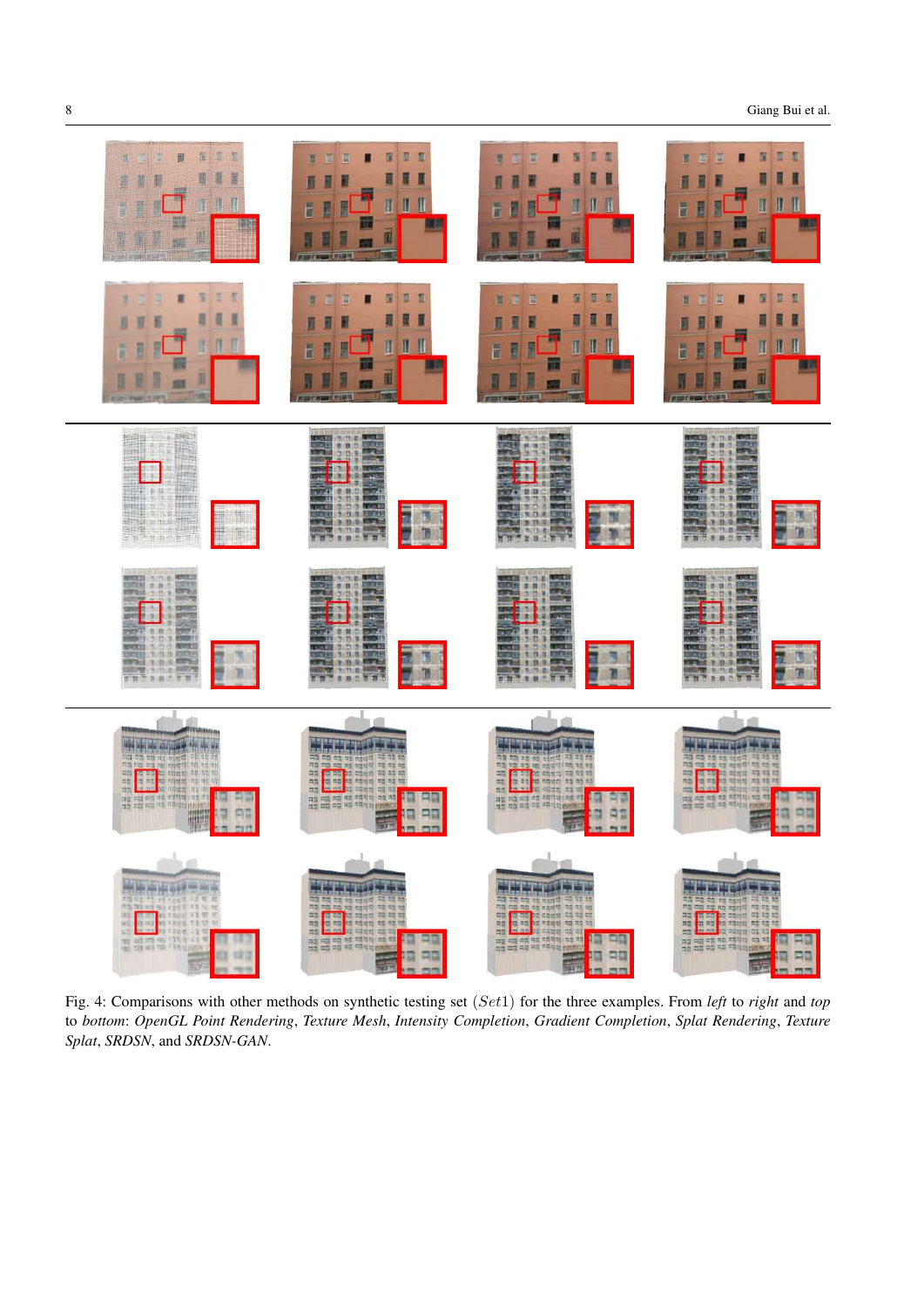Fig. 4: Comparisons with other methods on synthetic testing set $(Set1)$ for the three examples. From *left* to *right* and *top* to *bottom*: *OpenGL Point Rendering*, *Texture Mesh*, *Intensity Completion*, *Gradient Completion*, *Splat Rendering*, *Texture Splat*, *SRDSN*, and *SRDSN-GAN*.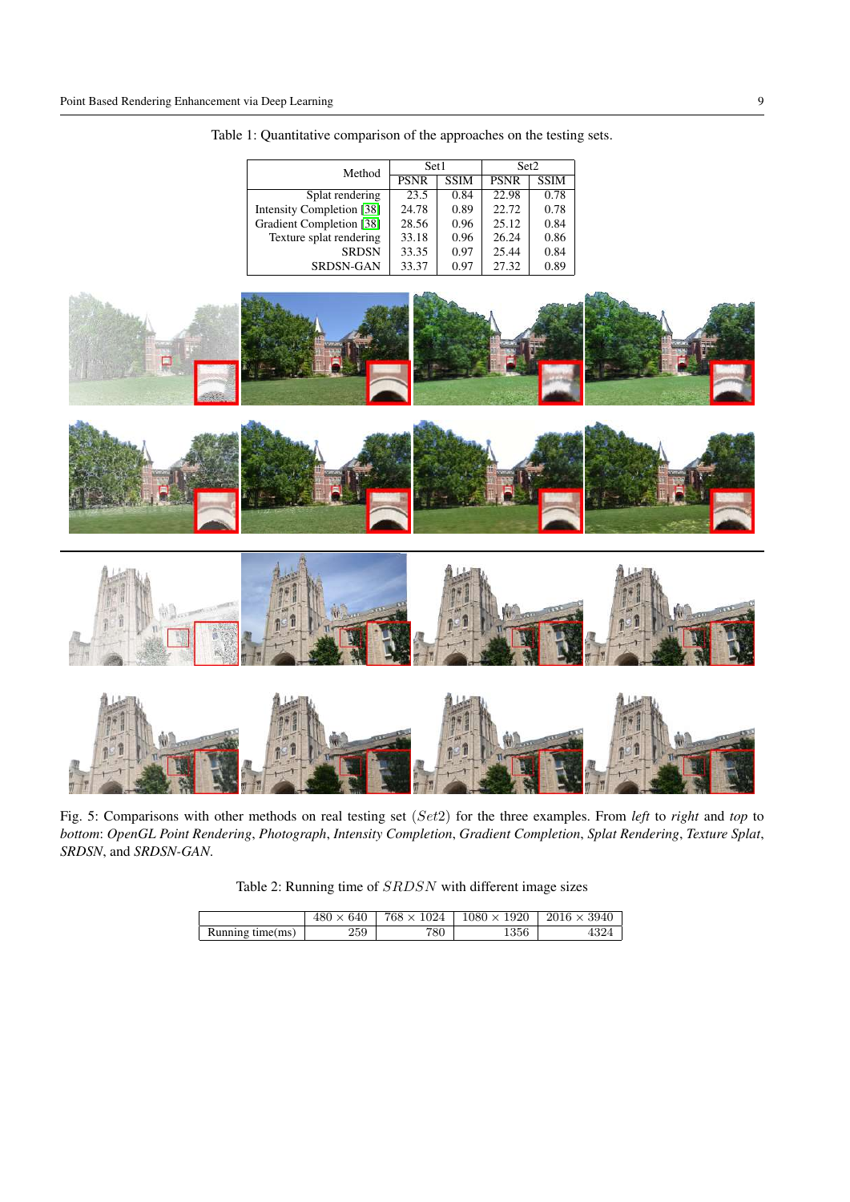Table 1: Quantitative comparison of the approaches on the testing sets.

| Method | Set1 | | Set2 | |
|---|---|---|---|---|
| | PSNR | SSIM | PSNR | SSIM |
| Splat rendering | 23.5 | 0.84 | 22.98 | 0.78 |
| Intensity Completion [38] | 24.78 | 0.89 | 22.72 | 0.78 |
| Gradient Completion [38] | 28.56 | 0.96 | 25.12 | 0.84 |
| Texture splat rendering | 33.18 | 0.96 | 26.24 | 0.86 |
| SRDSN | 33.35 | 0.97 | 25.44 | 0.84 |
| SRDSN-GAN | 33.37 | 0.97 | 27.32 | 0.89 |

Fig. 5: Comparisons with other methods on real testing set ($Set2$) for the three examples. From *left* to *right* and *top* to *bottom*: *OpenGL Point Rendering*, *Photograph*, *Intensity Completion*, *Gradient Completion*, *Splat Rendering*, *Texture Splat*, *SRDSN*, and *SRDSN-GAN*.

Table 2: Running time of $SRDSN$ with different image sizes

| | $480 \times 640$ | $768 \times 1024$ | $1080 \times 1920$ | $2016 \times 3940$ |
|---|---|---|---|---|
| Running time(ms) | 259 | 780 | 1356 | 4324 |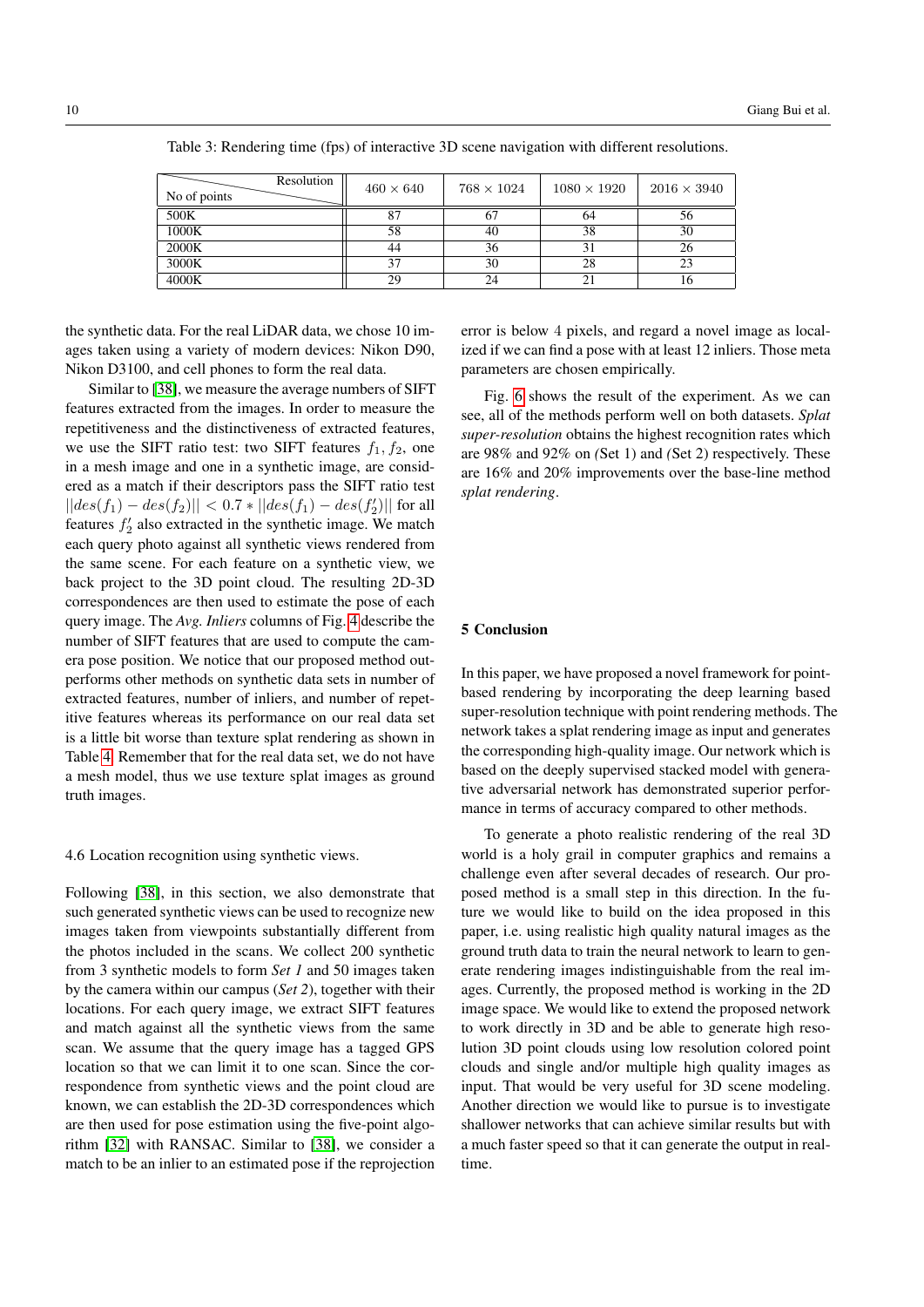Table 3: Rendering time (fps) of interactive 3D scene navigation with different resolutions.

| No of points \ Resolution | $460 \times 640$ | $768 \times 1024$ | $1080 \times 1920$ | $2016 \times 3940$ |
|---|---|---|---|---|
| 500K | 87 | 67 | 64 | 56 |
| 1000K | 58 | 40 | 38 | 30 |
| 2000K | 44 | 36 | 31 | 26 |
| 3000K | 37 | 30 | 28 | 23 |
| 4000K | 29 | 24 | 21 | 16 |

the synthetic data. For the real LiDAR data, we chose 10 images taken using a variety of modern devices: Nikon D90, Nikon D3100, and cell phones to form the real data.

Similar to [38], we measure the average numbers of SIFT features extracted from the images. In order to measure the repetitiveness and the distinctiveness of extracted features, we use the SIFT ratio test: two SIFT features $f_1, f_2$, one in a mesh image and one in a synthetic image, are considered as a match if their descriptors pass the SIFT ratio test $||des(f_1) - des(f_2)|| < 0.7 * ||des(f_1) - des(f_2')||$ for all features $f_2'$ also extracted in the synthetic image. We match each query photo against all synthetic views rendered from the same scene. For each feature on a synthetic view, we back project to the 3D point cloud. The resulting 2D-3D correspondences are then used to estimate the pose of each query image. The *Avg. Inliers* columns of Fig. 4 describe the number of SIFT features that are used to compute the camera pose position. We notice that our proposed method outperforms other methods on synthetic data sets in number of extracted features, number of inliers, and number of repetitive features whereas its performance on our real data set is a little bit worse than texture splat rendering as shown in Table 4. Remember that for the real data set, we do not have a mesh model, thus we use texture splat images as ground truth images.

### 4.6 Location recognition using synthetic views.

Following [38], in this section, we also demonstrate that such generated synthetic views can be used to recognize new images taken from viewpoints substantially different from the photos included in the scans. We collect 200 synthetic from 3 synthetic models to form *Set 1* and 50 images taken by the camera within our campus (*Set 2*), together with their locations. For each query image, we extract SIFT features and match against all the synthetic views from the same scan. We assume that the query image has a tagged GPS location so that we can limit it to one scan. Since the correspondence from synthetic views and the point cloud are known, we can establish the 2D-3D correspondences which are then used for pose estimation using the five-point algorithm [32] with RANSAC. Similar to [38], we consider a match to be an inlier to an estimated pose if the reprojection error is below 4 pixels, and regard a novel image as localized if we can find a pose with at least 12 inliers. Those meta parameters are chosen empirically.

Fig. 6 shows the result of the experiment. As we can see, all of the methods perform well on both datasets. *Splat super-resolution* obtains the highest recognition rates which are 98% and 92% on *(*Set 1) and *(*Set 2) respectively. These are 16% and 20% improvements over the base-line method *splat rendering*.

## 5 Conclusion

In this paper, we have proposed a novel framework for point-based rendering by incorporating the deep learning based super-resolution technique with point rendering methods. The network takes a splat rendering image as input and generates the corresponding high-quality image. Our network which is based on the deeply supervised stacked model with generative adversarial network has demonstrated superior performance in terms of accuracy compared to other methods.

To generate a photo realistic rendering of the real 3D world is a holy grail in computer graphics and remains a challenge even after several decades of research. Our proposed method is a small step in this direction. In the future we would like to build on the idea proposed in this paper, i.e. using realistic high quality natural images as the ground truth data to train the neural network to learn to generate rendering images indistinguishable from the real images. Currently, the proposed method is working in the 2D image space. We would like to extend the proposed network to work directly in 3D and be able to generate high resolution 3D point clouds using low resolution colored point clouds and single and/or multiple high quality images as input. That would be very useful for 3D scene modeling. Another direction we would like to pursue is to investigate shallower networks that can achieve similar results but with a much faster speed so that it can generate the output in real-time.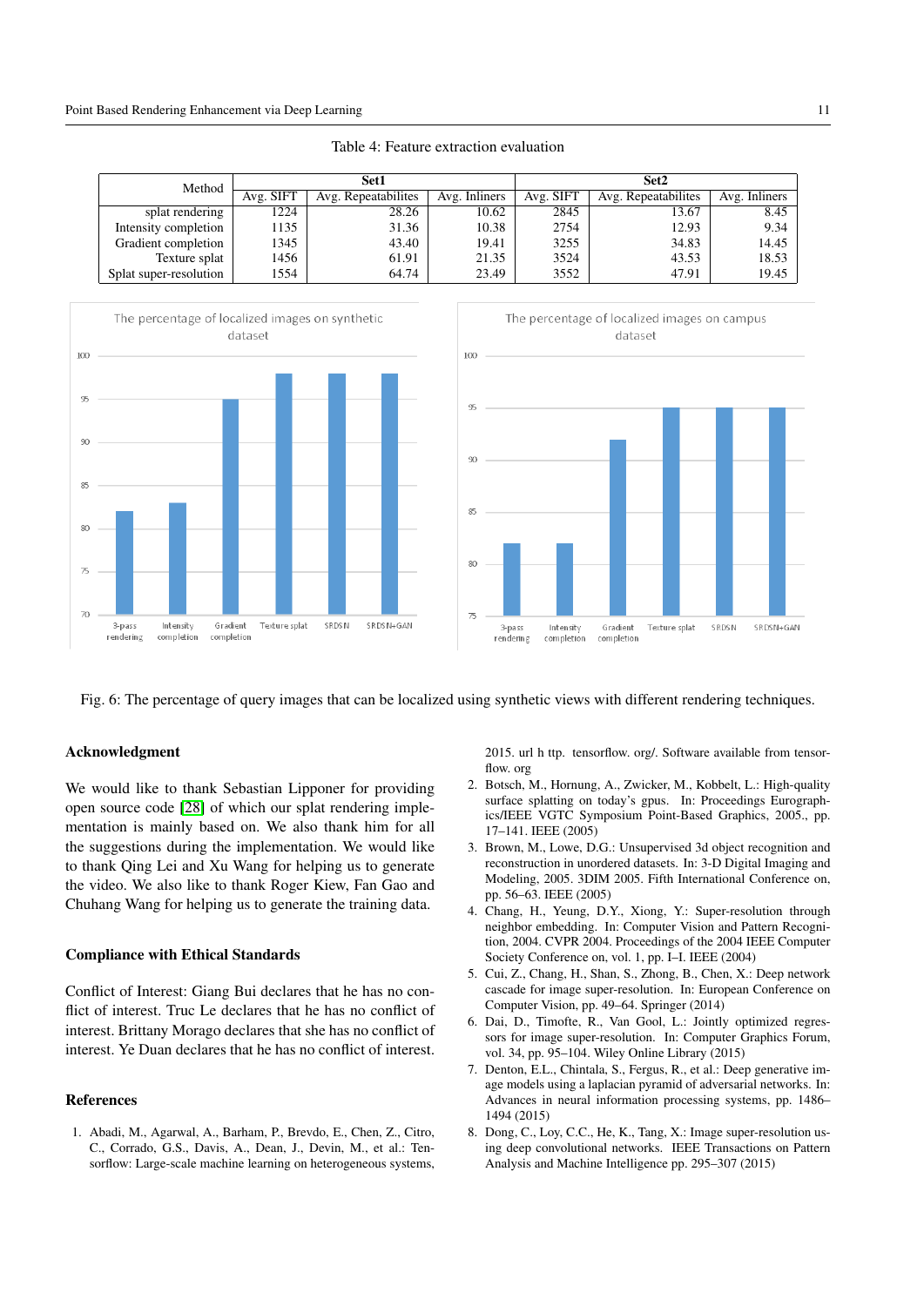Table 4: Feature extraction evaluation

| Method | Set1 | | | Set2 | | |
|---|---|---|---|---|---|---|
| | Avg. SIFT | Avg. Repeatabilites | Avg. Inliners | Avg. SIFT | Avg. Repeatabilites | Avg. Inliners |
| splat rendering | 1224 | 28.26 | 10.62 | 2845 | 13.67 | 8.45 |
| Intensity completion | 1135 | 31.36 | 10.38 | 2754 | 12.93 | 9.34 |
| Gradient completion | 1345 | 43.40 | 19.41 | 3255 | 34.83 | 14.45 |
| Texture splat | 1456 | 61.91 | 21.35 | 3524 | 43.53 | 18.53 |
| Splat super-resolution | 1554 | 64.74 | 23.49 | 3552 | 47.91 | 19.45 |

Fig. 6: The percentage of query images that can be localized using synthetic views with different rendering techniques.

## Acknowledgment

We would like to thank Sebastian Lipponer for providing open source code [28] of which our splat rendering implementation is mainly based on. We also thank him for all the suggestions during the implementation. We would like to thank Qing Lei and Xu Wang for helping us to generate the video. We also like to thank Roger Kiew, Fan Gao and Chuhang Wang for helping us to generate the training data.

## Compliance with Ethical Standards

Conflict of Interest: Giang Bui declares that he has no conflict of interest. Truc Le declares that he has no conflict of interest. Brittany Morago declares that she has no conflict of interest. Ye Duan declares that he has no conflict of interest.

## References

1. Abadi, M., Agarwal, A., Barham, P., Brevdo, E., Chen, Z., Citro, C., Corrado, G.S., Davis, A., Dean, J., Devin, M., et al.: Tensorflow: Large-scale machine learning on heterogeneous systems, 2015. url h ttp. tensorflow. org/. Software available from tensorflow. org
2. Botsch, M., Hornung, A., Zwicker, M., Kobbelt, L.: High-quality surface splatting on today's gpus. In: Proceedings Eurographics/IEEE VGTC Symposium Point-Based Graphics, 2005., pp. 17–141. IEEE (2005)
3. Brown, M., Lowe, D.G.: Unsupervised 3d object recognition and reconstruction in unordered datasets. In: 3-D Digital Imaging and Modeling, 2005. 3DIM 2005. Fifth International Conference on, pp. 56–63. IEEE (2005)
4. Chang, H., Yeung, D.Y., Xiong, Y.: Super-resolution through neighbor embedding. In: Computer Vision and Pattern Recognition, 2004. CVPR 2004. Proceedings of the 2004 IEEE Computer Society Conference on, vol. 1, pp. I–I. IEEE (2004)
5. Cui, Z., Chang, H., Shan, S., Zhong, B., Chen, X.: Deep network cascade for image super-resolution. In: European Conference on Computer Vision, pp. 49–64. Springer (2014)
6. Dai, D., Timofte, R., Van Gool, L.: Jointly optimized regressors for image super-resolution. In: Computer Graphics Forum, vol. 34, pp. 95–104. Wiley Online Library (2015)
7. Denton, E.L., Chintala, S., Fergus, R., et al.: Deep generative image models using a laplacian pyramid of adversarial networks. In: Advances in neural information processing systems, pp. 1486–1494 (2015)
8. Dong, C., Loy, C.C., He, K., Tang, X.: Image super-resolution using deep convolutional networks. IEEE Transactions on Pattern Analysis and Machine Intelligence pp. 295–307 (2015)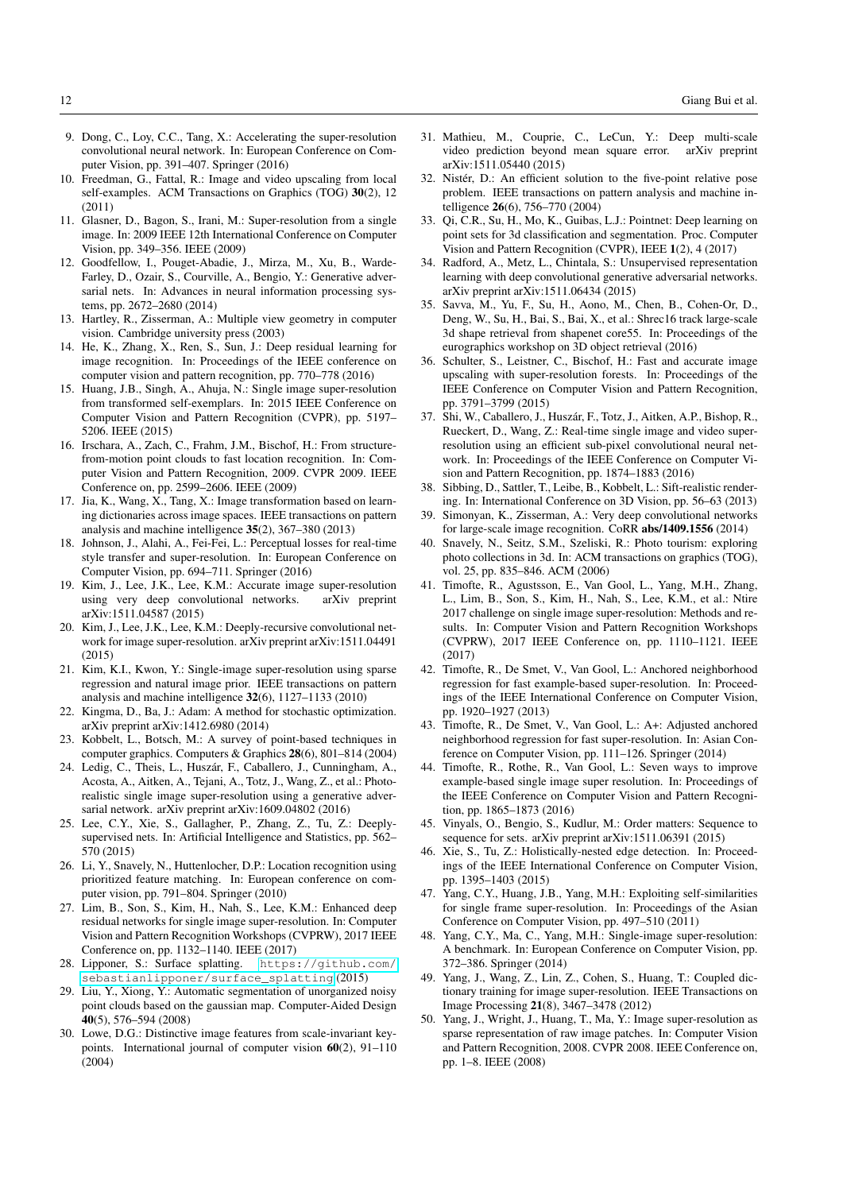9. Dong, C., Loy, C.C., Tang, X.: Accelerating the super-resolution convolutional neural network. In: European Conference on Computer Vision, pp. 391–407. Springer (2016)
10. Freedman, G., Fattal, R.: Image and video upscaling from local self-examples. ACM Transactions on Graphics (TOG) **30**(2), 12 (2011)
11. Glasner, D., Bagon, S., Irani, M.: Super-resolution from a single image. In: 2009 IEEE 12th International Conference on Computer Vision, pp. 349–356. IEEE (2009)
12. Goodfellow, I., Pouget-Abadie, J., Mirza, M., Xu, B., Warde-Farley, D., Ozair, S., Courville, A., Bengio, Y.: Generative adversarial nets. In: Advances in neural information processing systems, pp. 2672–2680 (2014)
13. Hartley, R., Zisserman, A.: Multiple view geometry in computer vision. Cambridge university press (2003)
14. He, K., Zhang, X., Ren, S., Sun, J.: Deep residual learning for image recognition. In: Proceedings of the IEEE conference on computer vision and pattern recognition, pp. 770–778 (2016)
15. Huang, J.B., Singh, A., Ahuja, N.: Single image super-resolution from transformed self-exemplars. In: 2015 IEEE Conference on Computer Vision and Pattern Recognition (CVPR), pp. 5197–5206. IEEE (2015)
16. Irschara, A., Zach, C., Frahm, J.M., Bischof, H.: From structure-from-motion point clouds to fast location recognition. In: Computer Vision and Pattern Recognition, 2009. CVPR 2009. IEEE Conference on, pp. 2599–2606. IEEE (2009)
17. Jia, K., Wang, X., Tang, X.: Image transformation based on learning dictionaries across image spaces. IEEE transactions on pattern analysis and machine intelligence **35**(2), 367–380 (2013)
18. Johnson, J., Alahi, A., Fei-Fei, L.: Perceptual losses for real-time style transfer and super-resolution. In: European Conference on Computer Vision, pp. 694–711. Springer (2016)
19. Kim, J., Lee, J.K., Lee, K.M.: Accurate image super-resolution using very deep convolutional networks. arXiv preprint arXiv:1511.04587 (2015)
20. Kim, J., Lee, J.K., Lee, K.M.: Deeply-recursive convolutional network for image super-resolution. arXiv preprint arXiv:1511.04491 (2015)
21. Kim, K.I., Kwon, Y.: Single-image super-resolution using sparse regression and natural image prior. IEEE transactions on pattern analysis and machine intelligence **32**(6), 1127–1133 (2010)
22. Kingma, D., Ba, J.: Adam: A method for stochastic optimization. arXiv preprint arXiv:1412.6980 (2014)
23. Kobbelt, L., Botsch, M.: A survey of point-based techniques in computer graphics. Computers & Graphics **28**(6), 801–814 (2004)
24. Ledig, C., Theis, L., Huszár, F., Caballero, J., Cunningham, A., Acosta, A., Aitken, A., Tejani, A., Totz, J., Wang, Z., et al.: Photo-realistic single image super-resolution using a generative adversarial network. arXiv preprint arXiv:1609.04802 (2016)
25. Lee, C.Y., Xie, S., Gallagher, P., Zhang, Z., Tu, Z.: Deeply-supervised nets. In: Artificial Intelligence and Statistics, pp. 562–570 (2015)
26. Li, Y., Snavely, N., Huttenlocher, D.P.: Location recognition using prioritized feature matching. In: European conference on computer vision, pp. 791–804. Springer (2010)
27. Lim, B., Son, S., Kim, H., Nah, S., Lee, K.M.: Enhanced deep residual networks for single image super-resolution. In: Computer Vision and Pattern Recognition Workshops (CVPRW), 2017 IEEE Conference on, pp. 1132–1140. IEEE (2017)
28. Lipponer, S.: Surface splatting. https://github.com/sebastianlipponer/surface_splatting (2015)
29. Liu, Y., Xiong, Y.: Automatic segmentation of unorganized noisy point clouds based on the gaussian map. Computer-Aided Design **40**(5), 576–594 (2008)
30. Lowe, D.G.: Distinctive image features from scale-invariant keypoints. International journal of computer vision **60**(2), 91–110 (2004)
31. Mathieu, M., Couprie, C., LeCun, Y.: Deep multi-scale video prediction beyond mean square error. arXiv preprint arXiv:1511.05440 (2015)
32. Nistér, D.: An efficient solution to the five-point relative pose problem. IEEE transactions on pattern analysis and machine intelligence **26**(6), 756–770 (2004)
33. Qi, C.R., Su, H., Mo, K., Guibas, L.J.: Pointnet: Deep learning on point sets for 3d classification and segmentation. Proc. Computer Vision and Pattern Recognition (CVPR), IEEE **1**(2), 4 (2017)
34. Radford, A., Metz, L., Chintala, S.: Unsupervised representation learning with deep convolutional generative adversarial networks. arXiv preprint arXiv:1511.06434 (2015)
35. Savva, M., Yu, F., Su, H., Aono, M., Chen, B., Cohen-Or, D., Deng, W., Su, H., Bai, S., Bai, X., et al.: Shrec16 track large-scale 3d shape retrieval from shapenet core55. In: Proceedings of the eurographics workshop on 3D object retrieval (2016)
36. Schulter, S., Leistner, C., Bischof, H.: Fast and accurate image upscaling with super-resolution forests. In: Proceedings of the IEEE Conference on Computer Vision and Pattern Recognition, pp. 3791–3799 (2015)
37. Shi, W., Caballero, J., Huszár, F., Totz, J., Aitken, A.P., Bishop, R., Rueckert, D., Wang, Z.: Real-time single image and video super-resolution using an efficient sub-pixel convolutional neural network. In: Proceedings of the IEEE Conference on Computer Vision and Pattern Recognition, pp. 1874–1883 (2016)
38. Sibbing, D., Sattler, T., Leibe, B., Kobbelt, L.: Sift-realistic rendering. In: International Conference on 3D Vision, pp. 56–63 (2013)
39. Simonyan, K., Zisserman, A.: Very deep convolutional networks for large-scale image recognition. CoRR **abs/1409.1556** (2014)
40. Snavely, N., Seitz, S.M., Szeliski, R.: Photo tourism: exploring photo collections in 3d. In: ACM transactions on graphics (TOG), vol. 25, pp. 835–846. ACM (2006)
41. Timofte, R., Agustsson, E., Van Gool, L., Yang, M.H., Zhang, L., Lim, B., Son, S., Kim, H., Nah, S., Lee, K.M., et al.: Ntire 2017 challenge on single image super-resolution: Methods and results. In: Computer Vision and Pattern Recognition Workshops (CVPRW), 2017 IEEE Conference on, pp. 1110–1121. IEEE (2017)
42. Timofte, R., De Smet, V., Van Gool, L.: Anchored neighborhood regression for fast example-based super-resolution. In: Proceedings of the IEEE International Conference on Computer Vision, pp. 1920–1927 (2013)
43. Timofte, R., De Smet, V., Van Gool, L.: A+: Adjusted anchored neighborhood regression for fast super-resolution. In: Asian Conference on Computer Vision, pp. 111–126. Springer (2014)
44. Timofte, R., Rothe, R., Van Gool, L.: Seven ways to improve example-based single image super resolution. In: Proceedings of the IEEE Conference on Computer Vision and Pattern Recognition, pp. 1865–1873 (2016)
45. Vinyals, O., Bengio, S., Kudlur, M.: Order matters: Sequence to sequence for sets. arXiv preprint arXiv:1511.06391 (2015)
46. Xie, S., Tu, Z.: Holistically-nested edge detection. In: Proceedings of the IEEE International Conference on Computer Vision, pp. 1395–1403 (2015)
47. Yang, C.Y., Huang, J.B., Yang, M.H.: Exploiting self-similarities for single frame super-resolution. In: Proceedings of the Asian Conference on Computer Vision, pp. 497–510 (2011)
48. Yang, C.Y., Ma, C., Yang, M.H.: Single-image super-resolution: A benchmark. In: European Conference on Computer Vision, pp. 372–386. Springer (2014)
49. Yang, J., Wang, Z., Lin, Z., Cohen, S., Huang, T.: Coupled dictionary training for image super-resolution. IEEE Transactions on Image Processing **21**(8), 3467–3478 (2012)
50. Yang, J., Wright, J., Huang, T., Ma, Y.: Image super-resolution as sparse representation of raw image patches. In: Computer Vision and Pattern Recognition, 2008. CVPR 2008. IEEE Conference on, pp. 1–8. IEEE (2008)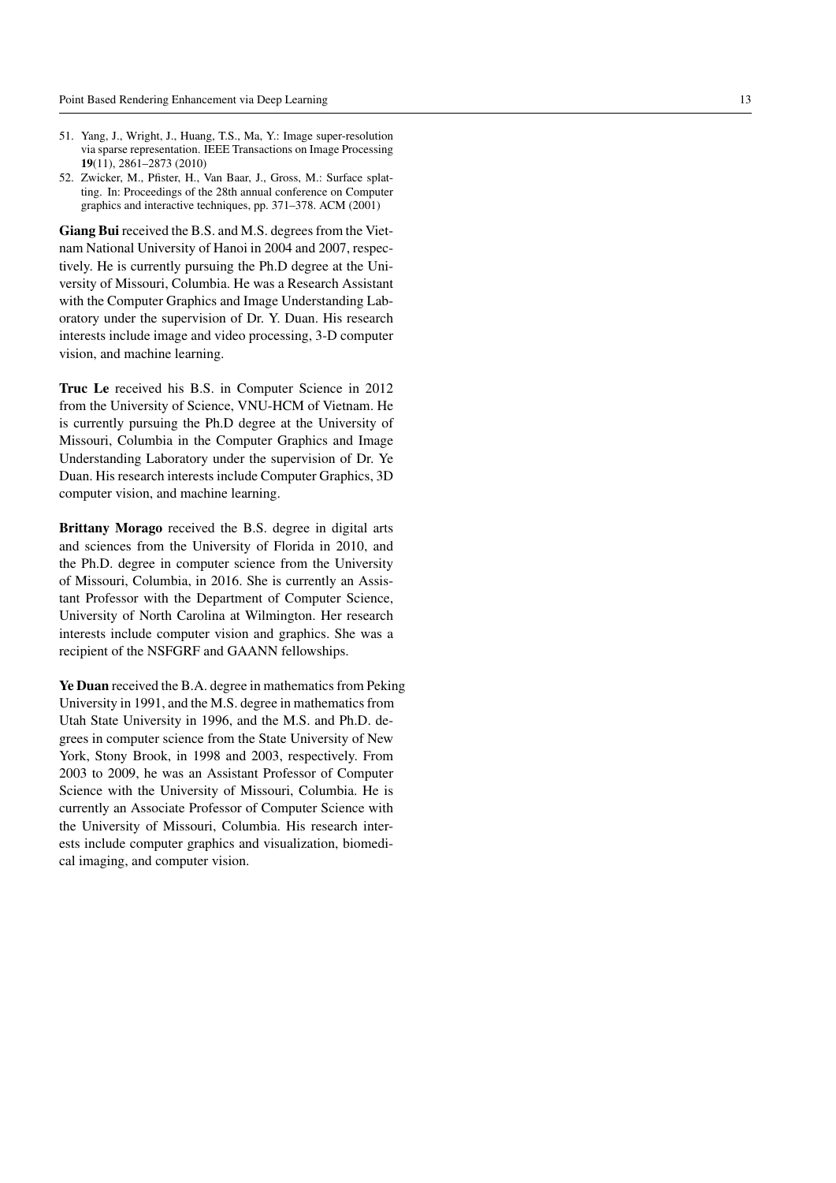51. Yang, J., Wright, J., Huang, T.S., Ma, Y.: Image super-resolution via sparse representation. IEEE Transactions on Image Processing **19**(11), 2861–2873 (2010)
52. Zwicker, M., Pfister, H., Van Baar, J., Gross, M.: Surface splatting. In: Proceedings of the 28th annual conference on Computer graphics and interactive techniques, pp. 371–378. ACM (2001)

**Giang Bui** received the B.S. and M.S. degrees from the Vietnam National University of Hanoi in 2004 and 2007, respectively. He is currently pursuing the Ph.D degree at the University of Missouri, Columbia. He was a Research Assistant with the Computer Graphics and Image Understanding Laboratory under the supervision of Dr. Y. Duan. His research interests include image and video processing, 3-D computer vision, and machine learning.

**Truc Le** received his B.S. in Computer Science in 2012 from the University of Science, VNU-HCM of Vietnam. He is currently pursuing the Ph.D degree at the University of Missouri, Columbia in the Computer Graphics and Image Understanding Laboratory under the supervision of Dr. Ye Duan. His research interests include Computer Graphics, 3D computer vision, and machine learning.

**Brittany Morago** received the B.S. degree in digital arts and sciences from the University of Florida in 2010, and the Ph.D. degree in computer science from the University of Missouri, Columbia, in 2016. She is currently an Assistant Professor with the Department of Computer Science, University of North Carolina at Wilmington. Her research interests include computer vision and graphics. She was a recipient of the NSFGRF and GAANN fellowships.

**Ye Duan** received the B.A. degree in mathematics from Peking University in 1991, and the M.S. degree in mathematics from Utah State University in 1996, and the M.S. and Ph.D. degrees in computer science from the State University of New York, Stony Brook, in 1998 and 2003, respectively. From 2003 to 2009, he was an Assistant Professor of Computer Science with the University of Missouri, Columbia. He is currently an Associate Professor of Computer Science with the University of Missouri, Columbia. His research interests include computer graphics and visualization, biomedical imaging, and computer vision.